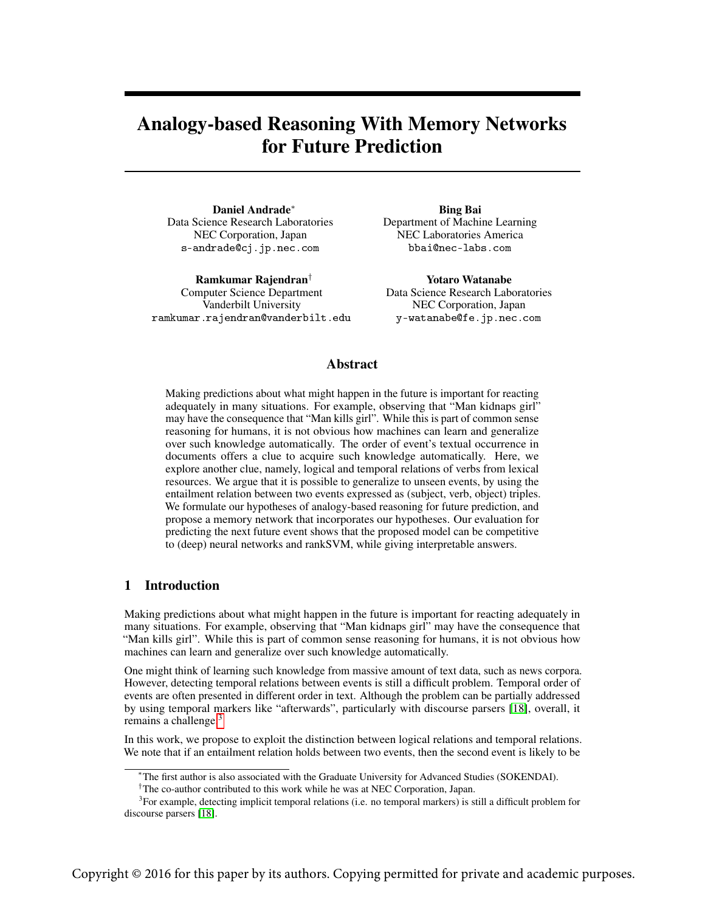# Analogy-based Reasoning With Memory Networks for Future Prediction

**Daniel Andrade**[*]
Data Science Research Laboratories
NEC Corporation, Japan
s-andrade@cj.jp.nec.com

**Bing Bai**
Department of Machine Learning
NEC Laboratories America
bbai@nec-labs.com

**Ramkumar Rajendran**[†]
Computer Science Department
Vanderbilt University
ramkumar.rajendran@vanderbilt.edu

**Yotaro Watanabe**
Data Science Research Laboratories
NEC Corporation, Japan
y-watanabe@fe.jp.nec.com

## Abstract

Making predictions about what might happen in the future is important for reacting adequately in many situations. For example, observing that "Man kidnaps girl" may have the consequence that "Man kills girl". While this is part of common sense reasoning for humans, it is not obvious how machines can learn and generalize over such knowledge automatically. The order of event's textual occurrence in documents offers a clue to acquire such knowledge automatically. Here, we explore another clue, namely, logical and temporal relations of verbs from lexical resources. We argue that it is possible to generalize to unseen events, by using the entailment relation between two events expressed as (subject, verb, object) triples. We formulate our hypotheses of analogy-based reasoning for future prediction, and propose a memory network that incorporates our hypotheses. Our evaluation for predicting the next future event shows that the proposed model can be competitive to (deep) neural networks and rankSVM, while giving interpretable answers.

## 1 Introduction

Making predictions about what might happen in the future is important for reacting adequately in many situations. For example, observing that "Man kidnaps girl" may have the consequence that "Man kills girl". While this is part of common sense reasoning for humans, it is not obvious how machines can learn and generalize over such knowledge automatically.

One might think of learning such knowledge from massive amount of text data, such as news corpora. However, detecting temporal relations between events is still a difficult problem. Temporal order of events are often presented in different order in text. Although the problem can be partially addressed by using temporal markers like "afterwards", particularly with discourse parsers [18], overall, it remains a challenge.[3]

In this work, we propose to exploit the distinction between logical relations and temporal relations. We note that if an entailment relation holds between two events, then the second event is likely to be

---

[*] The first author is also associated with the Graduate University for Advanced Studies (SOKENDAI).

[†] The co-author contributed to this work while he was at NEC Corporation, Japan.

[3] For example, detecting implicit temporal relations (i.e. no temporal markers) is still a difficult problem for discourse parsers [18].

Copyright © 2016 for this paper by its authors. Copying permitted for private and academic purposes.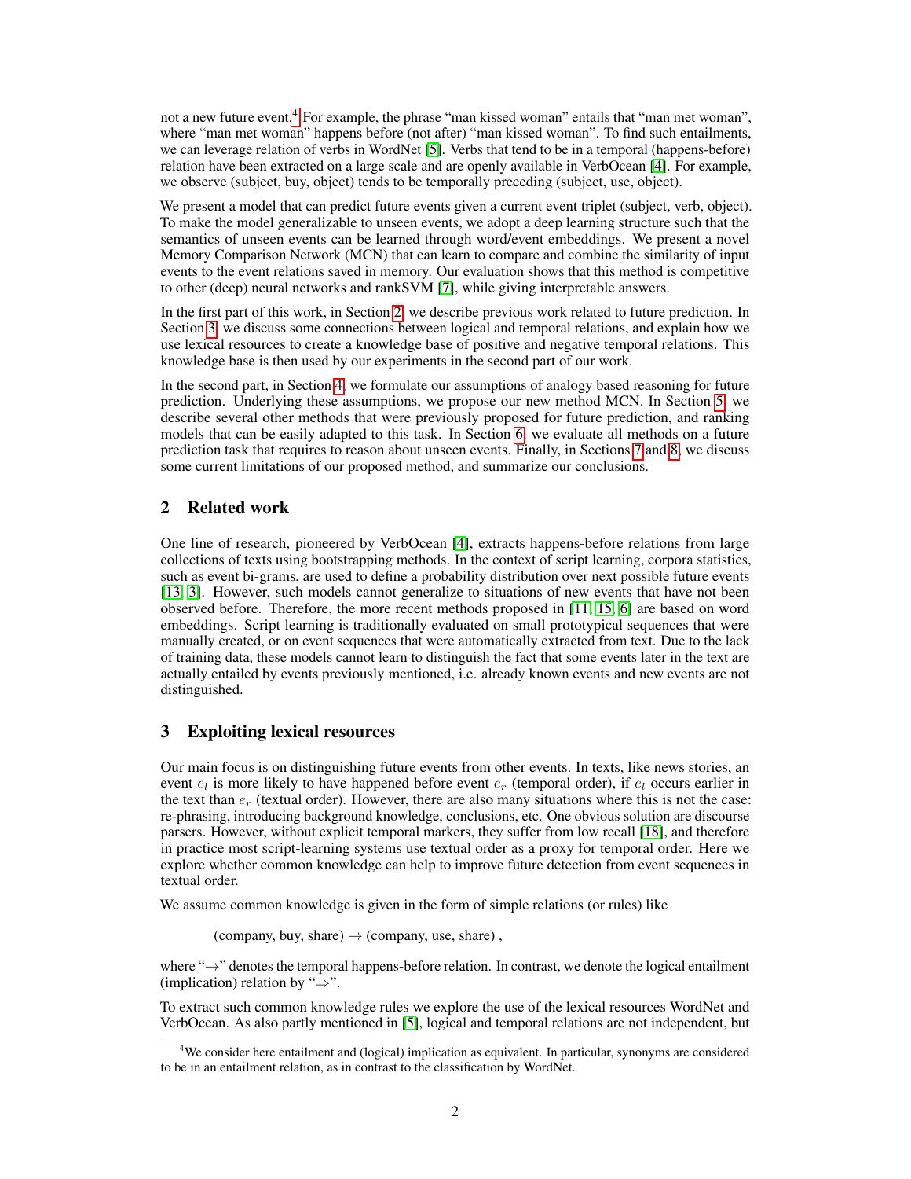not a new future event.[4] For example, the phrase "man kissed woman" entails that "man met woman", where "man met woman" happens before (not after) "man kissed woman". To find such entailments, we can leverage relation of verbs in WordNet [5]. Verbs that tend to be in a temporal (happens-before) relation have been extracted on a large scale and are openly available in VerbOcean [4]. For example, we observe (subject, buy, object) tends to be temporally preceding (subject, use, object).

We present a model that can predict future events given a current event triplet (subject, verb, object). To make the model generalizable to unseen events, we adopt a deep learning structure such that the semantics of unseen events can be learned through word/event embeddings. We present a novel Memory Comparison Network (MCN) that can learn to compare and combine the similarity of input events to the event relations saved in memory. Our evaluation shows that this method is competitive to other (deep) neural networks and rankSVM [7], while giving interpretable answers.

In the first part of this work, in Section 2, we describe previous work related to future prediction. In Section 3, we discuss some connections between logical and temporal relations, and explain how we use lexical resources to create a knowledge base of positive and negative temporal relations. This knowledge base is then used by our experiments in the second part of our work.

In the second part, in Section 4, we formulate our assumptions of analogy based reasoning for future prediction. Underlying these assumptions, we propose our new method MCN. In Section 5, we describe several other methods that were previously proposed for future prediction, and ranking models that can be easily adapted to this task. In Section 6, we evaluate all methods on a future prediction task that requires to reason about unseen events. Finally, in Sections 7 and 8, we discuss some current limitations of our proposed method, and summarize our conclusions.

## 2 Related work

One line of research, pioneered by VerbOcean [4], extracts happens-before relations from large collections of texts using bootstrapping methods. In the context of script learning, corpora statistics, such as event bi-grams, are used to define a probability distribution over next possible future events [13, 3]. However, such models cannot generalize to situations of new events that have not been observed before. Therefore, the more recent methods proposed in [11, 15, 6] are based on word embeddings. Script learning is traditionally evaluated on small prototypical sequences that were manually created, or on event sequences that were automatically extracted from text. Due to the lack of training data, these models cannot learn to distinguish the fact that some events later in the text are actually entailed by events previously mentioned, i.e. already known events and new events are not distinguished.

## 3 Exploiting lexical resources

Our main focus is on distinguishing future events from other events. In texts, like news stories, an event $e_l$ is more likely to have happened before event $e_r$ (temporal order), if $e_l$ occurs earlier in the text than $e_r$ (textual order). However, there are also many situations where this is not the case: re-phrasing, introducing background knowledge, conclusions, etc. One obvious solution are discourse parsers. However, without explicit temporal markers, they suffer from low recall [18], and therefore in practice most script-learning systems use textual order as a proxy for temporal order. Here we explore whether common knowledge can help to improve future detection from event sequences in textual order.

We assume common knowledge is given in the form of simple relations (or rules) like

(company, buy, share) $\rightarrow$ (company, use, share) ,

where "$\rightarrow$" denotes the temporal happens-before relation. In contrast, we denote the logical entailment (implication) relation by "$\Rightarrow$".

To extract such common knowledge rules we explore the use of the lexical resources WordNet and VerbOcean. As also partly mentioned in [5], logical and temporal relations are not independent, but

[4] We consider here entailment and (logical) implication as equivalent. In particular, synonyms are considered to be in an entailment relation, as in contrast to the classification by WordNet.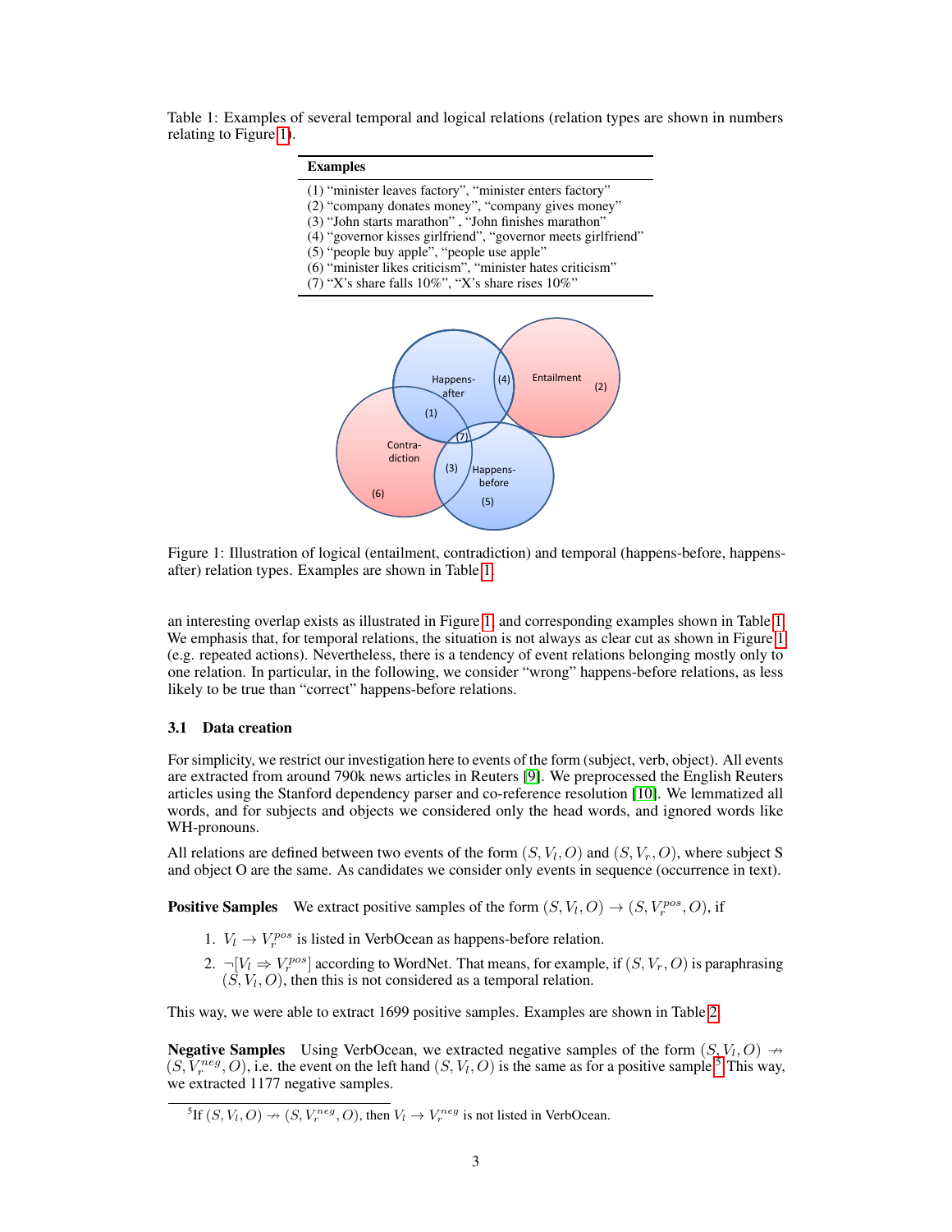Table 1: Examples of several temporal and logical relations (relation types are shown in numbers relating to Figure 1).

| Examples |
|---|
| (1) "minister leaves factory", "minister enters factory" |
| (2) "company donates money", "company gives money" |
| (3) "John starts marathon" , "John finishes marathon" |
| (4) "governor kisses girlfriend", "governor meets girlfriend" |
| (5) "people buy apple", "people use apple" |
| (6) "minister likes criticism", "minister hates criticism" |
| (7) "X's share falls 10%", "X's share rises 10%" |

Figure 1: Illustration of logical (entailment, contradiction) and temporal (happens-before, happens-after) relation types. Examples are shown in Table 1.

an interesting overlap exists as illustrated in Figure 1, and corresponding examples shown in Table 1. We emphasis that, for temporal relations, the situation is not always as clear cut as shown in Figure 1 (e.g. repeated actions). Nevertheless, there is a tendency of event relations belonging mostly only to one relation. In particular, in the following, we consider "wrong" happens-before relations, as less likely to be true than "correct" happens-before relations.

### 3.1 Data creation

For simplicity, we restrict our investigation here to events of the form (subject, verb, object). All events are extracted from around 790k news articles in Reuters [9]. We preprocessed the English Reuters articles using the Stanford dependency parser and co-reference resolution [10]. We lemmatized all words, and for subjects and objects we considered only the head words, and ignored words like WH-pronouns.

All relations are defined between two events of the form $(S, V_l, O)$ and $(S, V_r, O)$, where subject S and object O are the same. As candidates we consider only events in sequence (occurrence in text).

**Positive Samples** We extract positive samples of the form $(S, V_l, O) \rightarrow (S, V_r^{pos}, O)$, if

1. $V_l \rightarrow V_r^{pos}$ is listed in VerbOcean as happens-before relation.
2. $\neg[V_l \Rightarrow V_r^{pos}]$ according to WordNet. That means, for example, if $(S, V_r, O)$ is paraphrasing $(S, V_l, O)$, then this is not considered as a temporal relation.

This way, we were able to extract 1699 positive samples. Examples are shown in Table 2.

**Negative Samples** Using VerbOcean, we extracted negative samples of the form $(S, V_l, O) \nrightarrow (S, V_r^{neg}, O)$, i.e. the event on the left hand $(S, V_l, O)$ is the same as for a positive sample.[5] This way, we extracted 1177 negative samples.

[5] If $(S, V_l, O) \nrightarrow (S, V_r^{neg}, O)$, then $V_l \rightarrow V_r^{neg}$ is not listed in VerbOcean.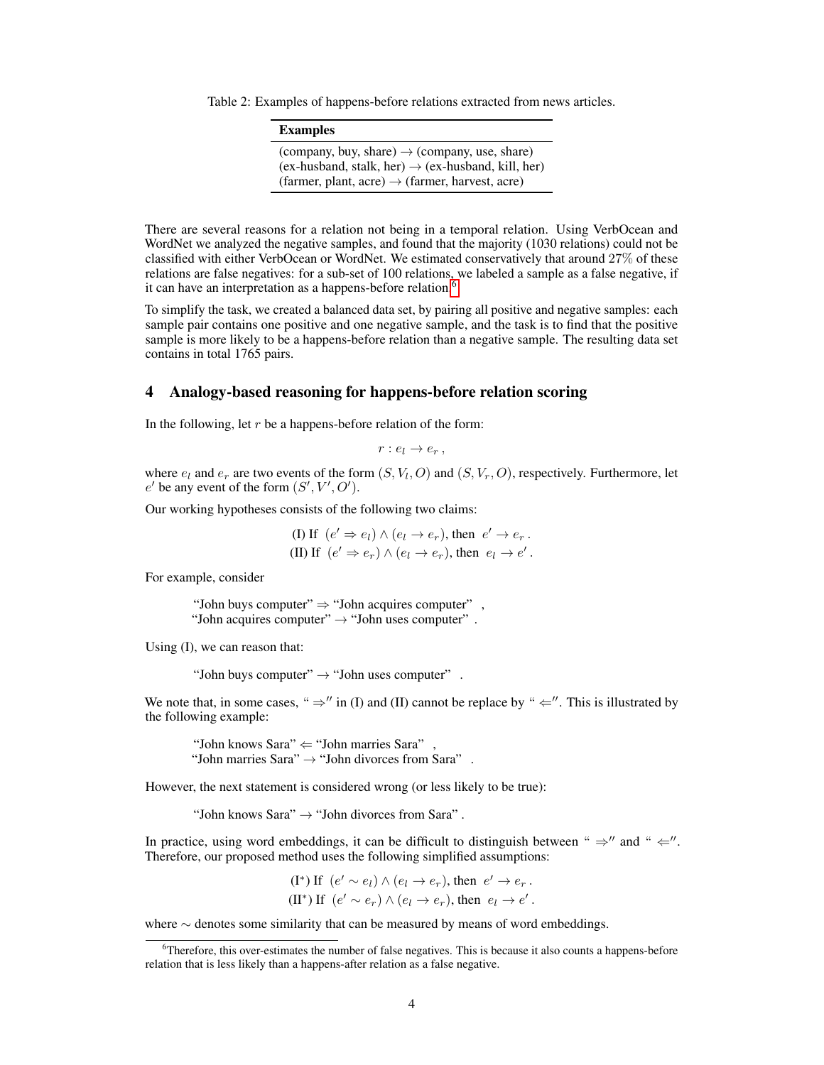Table 2: Examples of happens-before relations extracted from news articles.

| Examples |
| --- |
| (company, buy, share) $\rightarrow$ (company, use, share) |
| (ex-husband, stalk, her) $\rightarrow$ (ex-husband, kill, her) |
| (farmer, plant, acre) $\rightarrow$ (farmer, harvest, acre) |

There are several reasons for a relation not being in a temporal relation. Using VerbOcean and WordNet we analyzed the negative samples, and found that the majority (1030 relations) could not be classified with either VerbOcean or WordNet. We estimated conservatively that around 27% of these relations are false negatives: for a sub-set of 100 relations, we labeled a sample as a false negative, if it can have an interpretation as a happens-before relation.[6]

To simplify the task, we created a balanced data set, by pairing all positive and negative samples: each sample pair contains one positive and one negative sample, and the task is to find that the positive sample is more likely to be a happens-before relation than a negative sample. The resulting data set contains in total 1765 pairs.

## 4 Analogy-based reasoning for happens-before relation scoring

In the following, let $r$ be a happens-before relation of the form:

$$r : e_l \rightarrow e_r \,,$$

where $e_l$ and $e_r$ are two events of the form $(S, V_l, O)$ and $(S, V_r, O)$, respectively. Furthermore, let $e'$ be any event of the form $(S', V', O')$.

Our working hypotheses consists of the following two claims:

$$\text{(I) If } \; (e' \Rightarrow e_l) \wedge (e_l \rightarrow e_r), \text{ then } \; e' \rightarrow e_r \,.$$
$$\text{(II) If } \; (e' \Rightarrow e_r) \wedge (e_l \rightarrow e_r), \text{ then } \; e_l \rightarrow e' \,.$$

For example, consider

"John buys computer" $\Rightarrow$ "John acquires computer" ,
"John acquires computer" $\rightarrow$ "John uses computer" .

Using (I), we can reason that:

"John buys computer" $\rightarrow$ "John uses computer" .

We note that, in some cases, " $\Rightarrow$" in (I) and (II) cannot be replace by " $\Leftarrow$". This is illustrated by the following example:

"John knows Sara" $\Leftarrow$ "John marries Sara" ,
"John marries Sara" $\rightarrow$ "John divorces from Sara" .

However, the next statement is considered wrong (or less likely to be true):

"John knows Sara" $\rightarrow$ "John divorces from Sara" .

In practice, using word embeddings, it can be difficult to distinguish between " $\Rightarrow$" and " $\Leftarrow$". Therefore, our proposed method uses the following simplified assumptions:

$$\text{(I}^{*}\text{) If } \; (e' \sim e_l) \wedge (e_l \rightarrow e_r), \text{ then } \; e' \rightarrow e_r \,.$$
$$\text{(II}^{*}\text{) If } \; (e' \sim e_r) \wedge (e_l \rightarrow e_r), \text{ then } \; e_l \rightarrow e' \,.$$

where $\sim$ denotes some similarity that can be measured by means of word embeddings.

[6] Therefore, this over-estimates the number of false negatives. This is because it also counts a happens-before relation that is less likely than a happens-after relation as a false negative.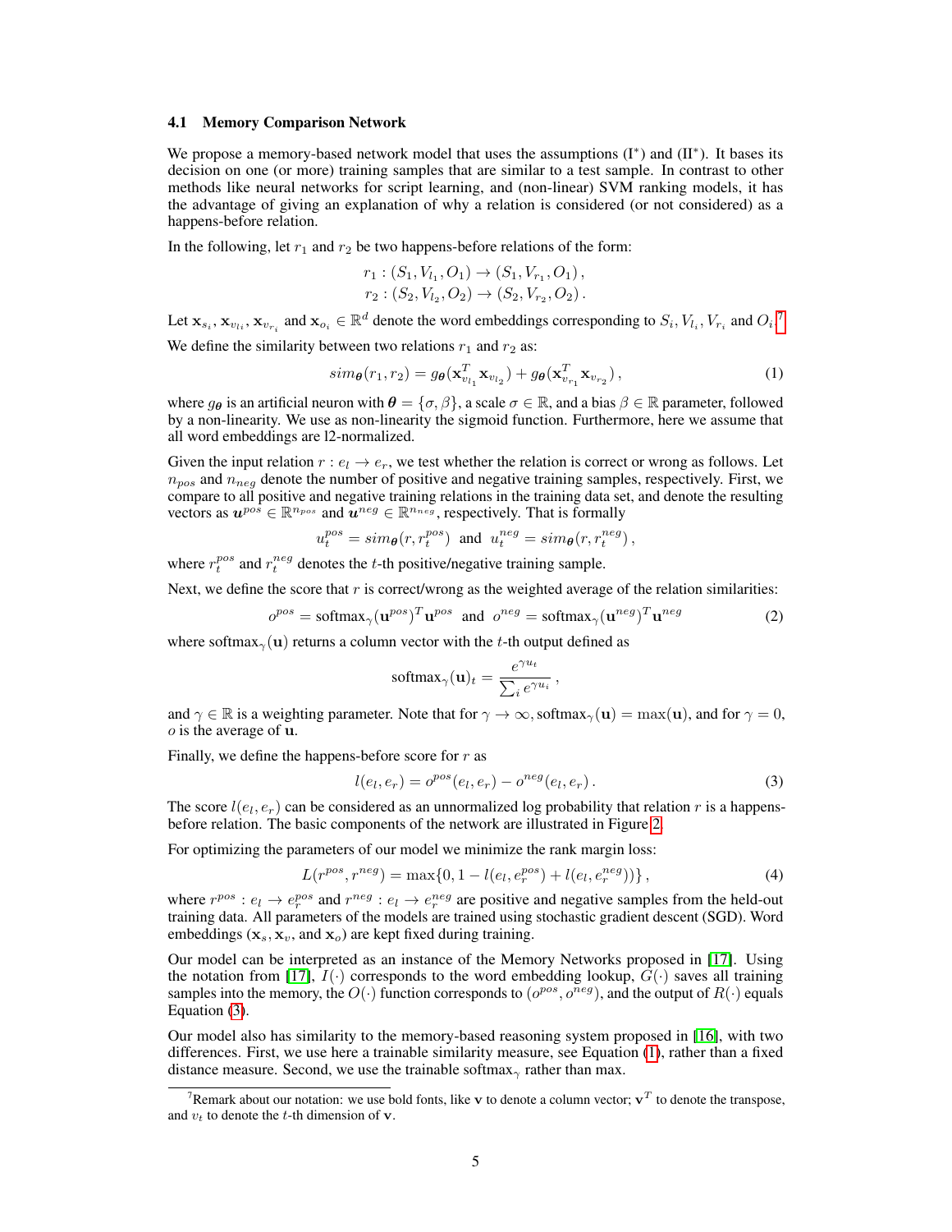### 4.1 Memory Comparison Network

We propose a memory-based network model that uses the assumptions (I*) and (II*). It bases its decision on one (or more) training samples that are similar to a test sample. In contrast to other methods like neural networks for script learning, and (non-linear) SVM ranking models, it has the advantage of giving an explanation of why a relation is considered (or not considered) as a happens-before relation.

In the following, let $r_1$ and $r_2$ be two happens-before relations of the form:

$$r_1 : (S_1, V_{l_1}, O_1) \rightarrow (S_1, V_{r_1}, O_1)\,,$$
$$r_2 : (S_2, V_{l_2}, O_2) \rightarrow (S_2, V_{r_2}, O_2)\,.$$

Let $\mathbf{x}_{s_i}, \mathbf{x}_{v_{l_i}}, \mathbf{x}_{v_{r_i}}$ and $\mathbf{x}_{o_i} \in \mathbb{R}^d$ denote the word embeddings corresponding to $S_i, V_{l_i}, V_{r_i}$ and $O_i$.[7]

We define the similarity between two relations $r_1$ and $r_2$ as:

$$sim_{\boldsymbol{\theta}}(r_1, r_2) = g_{\boldsymbol{\theta}}(\mathbf{x}_{v_{l_1}}^T \mathbf{x}_{v_{l_2}}) + g_{\boldsymbol{\theta}}(\mathbf{x}_{v_{r_1}}^T \mathbf{x}_{v_{r_2}})\,, \tag{1}$$

where $g_{\boldsymbol{\theta}}$ is an artificial neuron with $\boldsymbol{\theta} = \{\sigma, \beta\}$, a scale $\sigma \in \mathbb{R}$, and a bias $\beta \in \mathbb{R}$ parameter, followed by a non-linearity. We use as non-linearity the sigmoid function. Furthermore, here we assume that all word embeddings are l2-normalized.

Given the input relation $r : e_l \rightarrow e_r$, we test whether the relation is correct or wrong as follows. Let $n_{pos}$ and $n_{neg}$ denote the number of positive and negative training samples, respectively. First, we compare to all positive and negative training relations in the training data set, and denote the resulting vectors as $\boldsymbol{u}^{pos} \in \mathbb{R}^{n_{pos}}$ and $\boldsymbol{u}^{neg} \in \mathbb{R}^{n_{neg}}$, respectively. That is formally

$$u_t^{pos} = sim_{\boldsymbol{\theta}}(r, r_t^{pos}) \;\text{ and }\; u_t^{neg} = sim_{\boldsymbol{\theta}}(r, r_t^{neg})\,,$$

where $r_t^{pos}$ and $r_t^{neg}$ denotes the $t$-th positive/negative training sample.

Next, we define the score that $r$ is correct/wrong as the weighted average of the relation similarities:

$$o^{pos} = \text{softmax}_\gamma(\mathbf{u}^{pos})^T \mathbf{u}^{pos} \;\text{ and }\; o^{neg} = \text{softmax}_\gamma(\mathbf{u}^{neg})^T \mathbf{u}^{neg} \tag{2}$$

where $\text{softmax}_\gamma(\mathbf{u})$ returns a column vector with the $t$-th output defined as

$$\text{softmax}_\gamma(\mathbf{u})_t = \frac{e^{\gamma u_t}}{\sum_i e^{\gamma u_i}}\,,$$

and $\gamma \in \mathbb{R}$ is a weighting parameter. Note that for $\gamma \rightarrow \infty$, $\text{softmax}_\gamma(\mathbf{u}) = \max(\mathbf{u})$, and for $\gamma = 0$, $o$ is the average of $\mathbf{u}$.

Finally, we define the happens-before score for $r$ as

$$l(e_l, e_r) = o^{pos}(e_l, e_r) - o^{neg}(e_l, e_r)\,. \tag{3}$$

The score $l(e_l, e_r)$ can be considered as an unnormalized log probability that relation $r$ is a happens-before relation. The basic components of the network are illustrated in Figure 2.

For optimizing the parameters of our model we minimize the rank margin loss:

$$L(r^{pos}, r^{neg}) = \max\{0, 1 - l(e_l, e_r^{pos}) + l(e_l, e_r^{neg})\}\,, \tag{4}$$

where $r^{pos} : e_l \rightarrow e_r^{pos}$ and $r^{neg} : e_l \rightarrow e_r^{neg}$ are positive and negative samples from the held-out training data. All parameters of the models are trained using stochastic gradient descent (SGD). Word embeddings ($\mathbf{x}_s, \mathbf{x}_v$, and $\mathbf{x}_o$) are kept fixed during training.

Our model can be interpreted as an instance of the Memory Networks proposed in [17]. Using the notation from [17], $I(\cdot)$ corresponds to the word embedding lookup, $G(\cdot)$ saves all training samples into the memory, the $O(\cdot)$ function corresponds to $(o^{pos}, o^{neg})$, and the output of $R(\cdot)$ equals Equation (3).

Our model also has similarity to the memory-based reasoning system proposed in [16], with two differences. First, we use here a trainable similarity measure, see Equation (1), rather than a fixed distance measure. Second, we use the trainable $\text{softmax}_\gamma$ rather than max.

---

[7] Remark about our notation: we use bold fonts, like $\mathbf{v}$ to denote a column vector; $\mathbf{v}^T$ to denote the transpose, and $v_t$ to denote the $t$-th dimension of $\mathbf{v}$.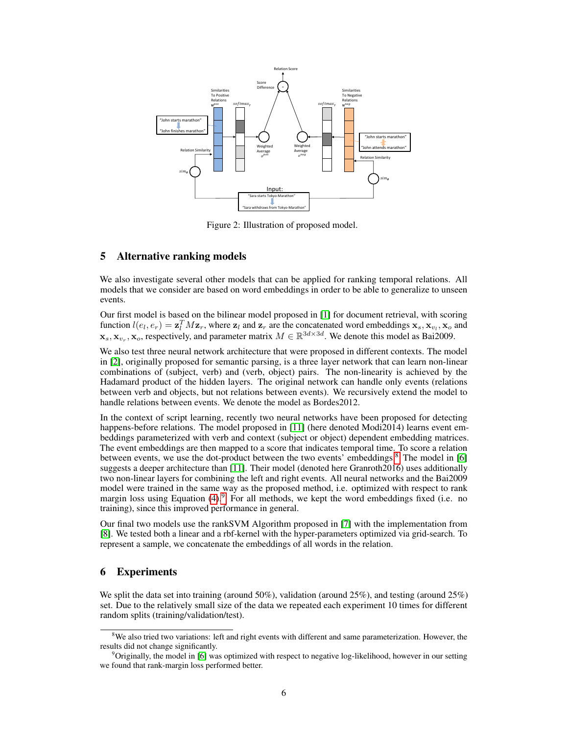Figure 2: Illustration of proposed model.

## 5 Alternative ranking models

We also investigate several other models that can be applied for ranking temporal relations. All models that we consider are based on word embeddings in order to be able to generalize to unseen events.

Our first model is based on the bilinear model proposed in [1] for document retrieval, with scoring function $l(e_l, e_r) = \mathbf{z}_l^T M \mathbf{z}_r$, where $\mathbf{z}_l$ and $\mathbf{z}_r$ are the concatenated word embeddings $\mathbf{x}_s, \mathbf{x}_{v_l}, \mathbf{x}_o$ and $\mathbf{x}_s, \mathbf{x}_{v_r}, \mathbf{x}_o$, respectively, and parameter matrix $M \in \mathbb{R}^{3d \times 3d}$. We denote this model as Bai2009.

We also test three neural network architecture that were proposed in different contexts. The model in [2], originally proposed for semantic parsing, is a three layer network that can learn non-linear combinations of (subject, verb) and (verb, object) pairs. The non-linearity is achieved by the Hadamard product of the hidden layers. The original network can handle only events (relations between verb and objects, but not relations between events). We recursively extend the model to handle relations between events. We denote the model as Bordes2012.

In the context of script learning, recently two neural networks have been proposed for detecting happens-before relations. The model proposed in [11] (here denoted Modi2014) learns event embeddings parameterized with verb and context (subject or object) dependent embedding matrices. The event embeddings are then mapped to a score that indicates temporal time. To score a relation between events, we use the dot-product between the two events' embeddings.[8] The model in [6] suggests a deeper architecture than [11]. Their model (denoted here Granroth2016) uses additionally two non-linear layers for combining the left and right events. All neural networks and the Bai2009 model were trained in the same way as the proposed method, i.e. optimized with respect to rank margin loss using Equation (4).[9] For all methods, we kept the word embeddings fixed (i.e. no training), since this improved performance in general.

Our final two models use the rankSVM Algorithm proposed in [7] with the implementation from [8]. We tested both a linear and a rbf-kernel with the hyper-parameters optimized via grid-search. To represent a sample, we concatenate the embeddings of all words in the relation.

## 6 Experiments

We split the data set into training (around 50%), validation (around 25%), and testing (around 25%) set. Due to the relatively small size of the data we repeated each experiment 10 times for different random splits (training/validation/test).

[8]We also tried two variations: left and right events with different and same parameterization. However, the results did not change significantly.

[9]Originally, the model in [6] was optimized with respect to negative log-likelihood, however in our setting we found that rank-margin loss performed better.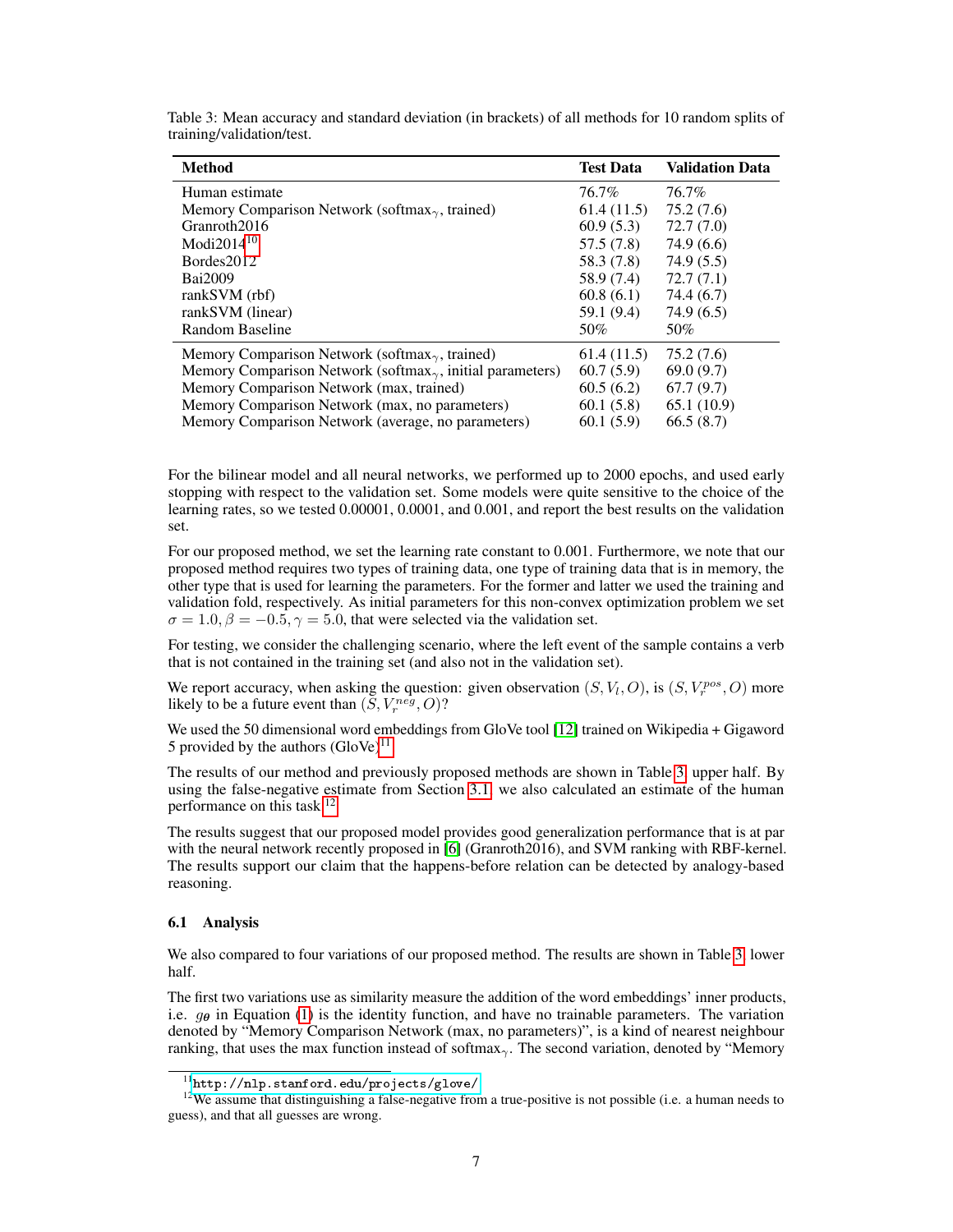Table 3: Mean accuracy and standard deviation (in brackets) of all methods for 10 random splits of training/validation/test.

| Method | Test Data | Validation Data |
|---|---|---|
| Human estimate | 76.7% | 76.7% |
| Memory Comparison Network (softmax$_\gamma$, trained) | 61.4 (11.5) | 75.2 (7.6) |
| Granroth2016 | 60.9 (5.3) | 72.7 (7.0) |
| Modi2014[10] | 57.5 (7.8) | 74.9 (6.6) |
| Bordes2012 | 58.3 (7.8) | 74.9 (5.5) |
| Bai2009 | 58.9 (7.4) | 72.7 (7.1) |
| rankSVM (rbf) | 60.8 (6.1) | 74.4 (6.7) |
| rankSVM (linear) | 59.1 (9.4) | 74.9 (6.5) |
| Random Baseline | 50% | 50% |
| Memory Comparison Network (softmax$_\gamma$, trained) | 61.4 (11.5) | 75.2 (7.6) |
| Memory Comparison Network (softmax$_\gamma$, initial parameters) | 60.7 (5.9) | 69.0 (9.7) |
| Memory Comparison Network (max, trained) | 60.5 (6.2) | 67.7 (9.7) |
| Memory Comparison Network (max, no parameters) | 60.1 (5.8) | 65.1 (10.9) |
| Memory Comparison Network (average, no parameters) | 60.1 (5.9) | 66.5 (8.7) |

For the bilinear model and all neural networks, we performed up to 2000 epochs, and used early stopping with respect to the validation set. Some models were quite sensitive to the choice of the learning rates, so we tested 0.00001, 0.0001, and 0.001, and report the best results on the validation set.

For our proposed method, we set the learning rate constant to 0.001. Furthermore, we note that our proposed method requires two types of training data, one type of training data that is in memory, the other type that is used for learning the parameters. For the former and latter we used the training and validation fold, respectively. As initial parameters for this non-convex optimization problem we set $\sigma = 1.0, \beta = -0.5, \gamma = 5.0$, that were selected via the validation set.

For testing, we consider the challenging scenario, where the left event of the sample contains a verb that is not contained in the training set (and also not in the validation set).

We report accuracy, when asking the question: given observation $(S, V_l, O)$, is $(S, V_r^{pos}, O)$ more likely to be a future event than $(S, V_r^{neg}, O)$?

We used the 50 dimensional word embeddings from GloVe tool [12] trained on Wikipedia + Gigaword 5 provided by the authors (GloVe)[11].

The results of our method and previously proposed methods are shown in Table 3, upper half. By using the false-negative estimate from Section 3.1, we also calculated an estimate of the human performance on this task.[12]

The results suggest that our proposed model provides good generalization performance that is at par with the neural network recently proposed in [6] (Granroth2016), and SVM ranking with RBF-kernel. The results support our claim that the happens-before relation can be detected by analogy-based reasoning.

### 6.1 Analysis

We also compared to four variations of our proposed method. The results are shown in Table 3, lower half.

The first two variations use as similarity measure the addition of the word embeddings' inner products, i.e. $g_{\boldsymbol{\theta}}$ in Equation (1) is the identity function, and have no trainable parameters. The variation denoted by "Memory Comparison Network (max, no parameters)", is a kind of nearest neighbour ranking, that uses the max function instead of softmax$_\gamma$. The second variation, denoted by "Memory

[11] http://nlp.stanford.edu/projects/glove/

[12] We assume that distinguishing a false-negative from a true-positive is not possible (i.e. a human needs to guess), and that all guesses are wrong.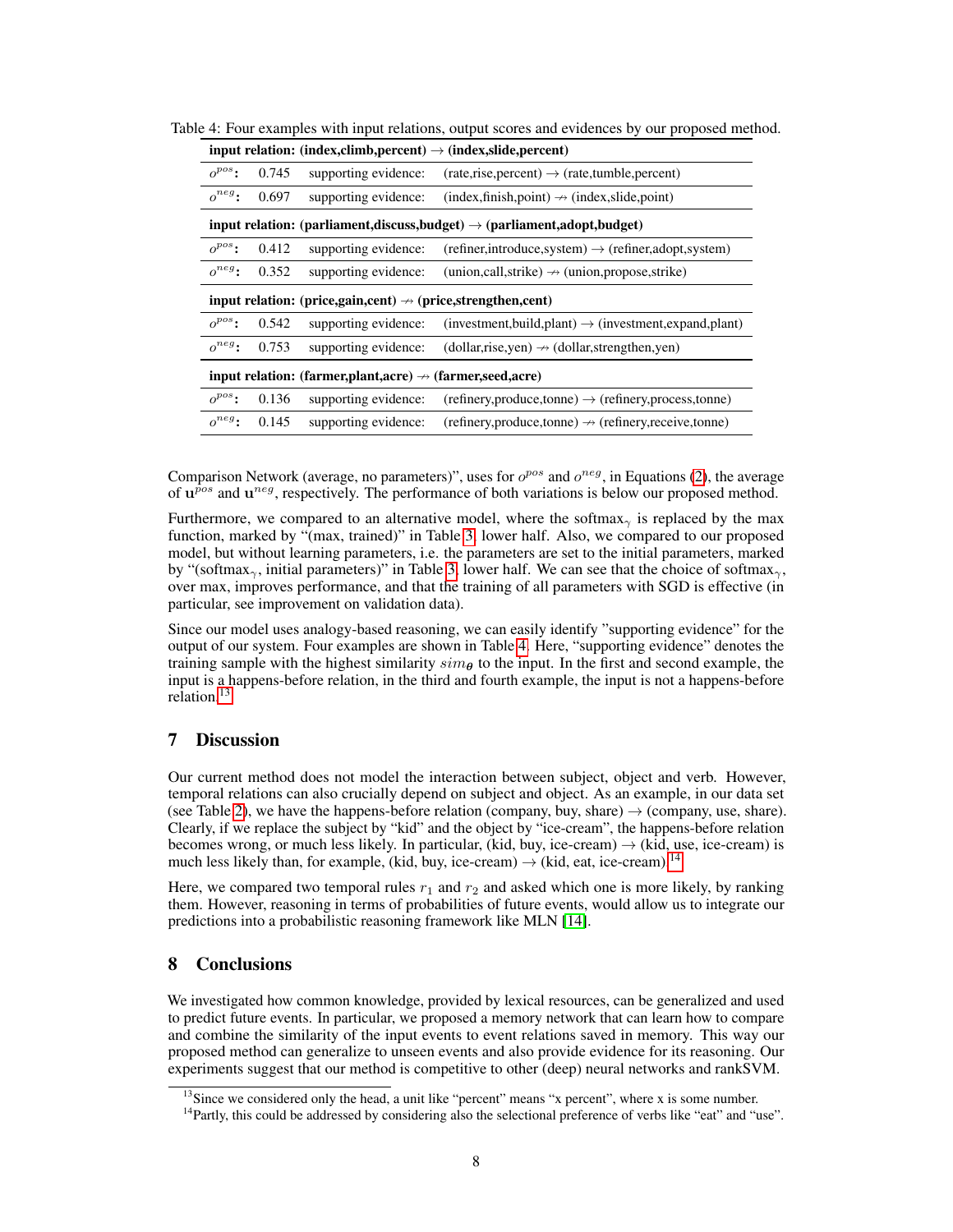Table 4: Four examples with input relations, output scores and evidences by our proposed method.

| **input relation: (index,climb,percent) $\rightarrow$ (index,slide,percent)** | | | |
|---|---|---|---|
| $o^{pos}$: | 0.745 | supporting evidence: | (rate,rise,percent) $\rightarrow$ (rate,tumble,percent) |
| $o^{neg}$: | 0.697 | supporting evidence: | (index,finish,point) $\nrightarrow$ (index,slide,point) |
| **input relation: (parliament,discuss,budget) $\rightarrow$ (parliament,adopt,budget)** | | | |
| $o^{pos}$: | 0.412 | supporting evidence: | (refiner,introduce,system) $\rightarrow$ (refiner,adopt,system) |
| $o^{neg}$: | 0.352 | supporting evidence: | (union,call,strike) $\nrightarrow$ (union,propose,strike) |
| **input relation: (price,gain,cent) $\nrightarrow$ (price,strengthen,cent)** | | | |
| $o^{pos}$: | 0.542 | supporting evidence: | (investment,build,plant) $\rightarrow$ (investment,expand,plant) |
| $o^{neg}$: | 0.753 | supporting evidence: | (dollar,rise,yen) $\nrightarrow$ (dollar,strengthen,yen) |
| **input relation: (farmer,plant,acre) $\nrightarrow$ (farmer,seed,acre)** | | | |
| $o^{pos}$: | 0.136 | supporting evidence: | (refinery,produce,tonne) $\rightarrow$ (refinery,process,tonne) |
| $o^{neg}$: | 0.145 | supporting evidence: | (refinery,produce,tonne) $\nrightarrow$ (refinery,receive,tonne) |

Comparison Network (average, no parameters)", uses for $o^{pos}$ and $o^{neg}$, in Equations (2), the average of $\mathbf{u}^{pos}$ and $\mathbf{u}^{neg}$, respectively. The performance of both variations is below our proposed method.

Furthermore, we compared to an alternative model, where the softmax$_\gamma$ is replaced by the max function, marked by "(max, trained)" in Table 3, lower half. Also, we compared to our proposed model, but without learning parameters, i.e. the parameters are set to the initial parameters, marked by "(softmax$_\gamma$, initial parameters)" in Table 3, lower half. We can see that the choice of softmax$_\gamma$, over max, improves performance, and that the training of all parameters with SGD is effective (in particular, see improvement on validation data).

Since our model uses analogy-based reasoning, we can easily identify "supporting evidence" for the output of our system. Four examples are shown in Table 4. Here, "supporting evidence" denotes the training sample with the highest similarity $sim_{\boldsymbol{\theta}}$ to the input. In the first and second example, the input is a happens-before relation, in the third and fourth example, the input is not a happens-before relation.[13]

## 7 Discussion

Our current method does not model the interaction between subject, object and verb. However, temporal relations can also crucially depend on subject and object. As an example, in our data set (see Table 2), we have the happens-before relation (company, buy, share) $\rightarrow$ (company, use, share). Clearly, if we replace the subject by "kid" and the object by "ice-cream", the happens-before relation becomes wrong, or much less likely. In particular, (kid, buy, ice-cream) $\rightarrow$ (kid, use, ice-cream) is much less likely than, for example, (kid, buy, ice-cream) $\rightarrow$ (kid, eat, ice-cream).[14]

Here, we compared two temporal rules $r_1$ and $r_2$ and asked which one is more likely, by ranking them. However, reasoning in terms of probabilities of future events, would allow us to integrate our predictions into a probabilistic reasoning framework like MLN [14].

## 8 Conclusions

We investigated how common knowledge, provided by lexical resources, can be generalized and used to predict future events. In particular, we proposed a memory network that can learn how to compare and combine the similarity of the input events to event relations saved in memory. This way our proposed method can generalize to unseen events and also provide evidence for its reasoning. Our experiments suggest that our method is competitive to other (deep) neural networks and rankSVM.

[13] Since we considered only the head, a unit like "percent" means "x percent", where x is some number.

[14] Partly, this could be addressed by considering also the selectional preference of verbs like "eat" and "use".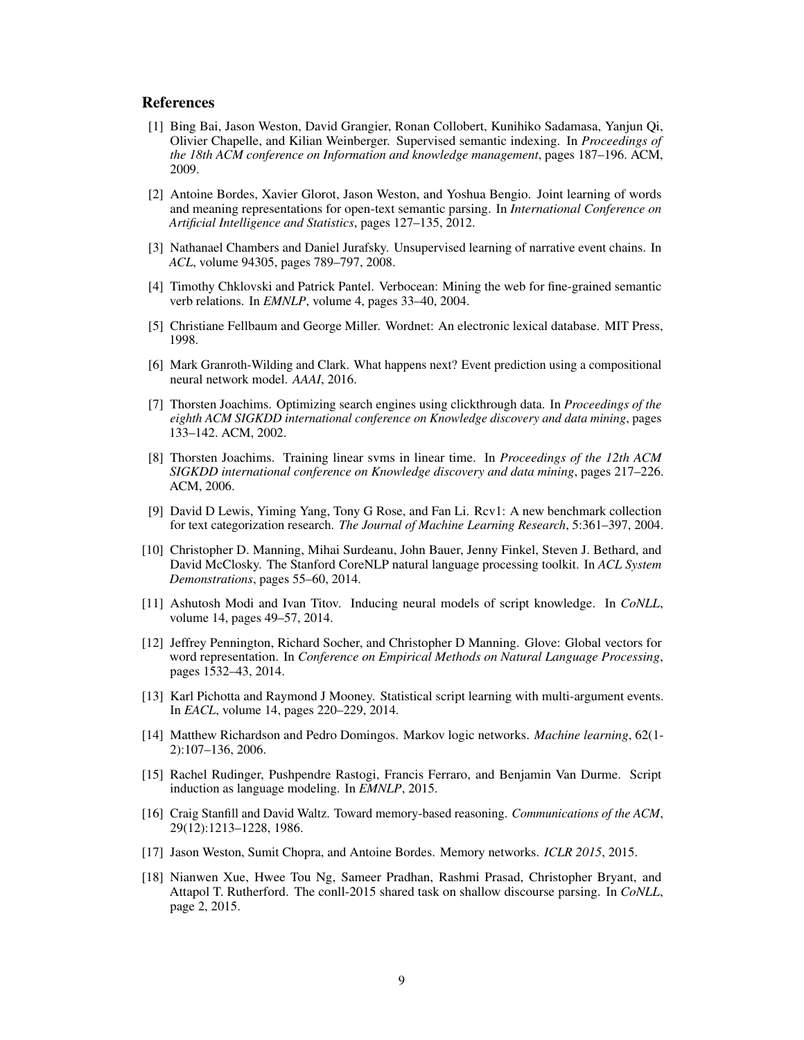## References

[1] Bing Bai, Jason Weston, David Grangier, Ronan Collobert, Kunihiko Sadamasa, Yanjun Qi, Olivier Chapelle, and Kilian Weinberger. Supervised semantic indexing. In *Proceedings of the 18th ACM conference on Information and knowledge management*, pages 187–196. ACM, 2009.

[2] Antoine Bordes, Xavier Glorot, Jason Weston, and Yoshua Bengio. Joint learning of words and meaning representations for open-text semantic parsing. In *International Conference on Artificial Intelligence and Statistics*, pages 127–135, 2012.

[3] Nathanael Chambers and Daniel Jurafsky. Unsupervised learning of narrative event chains. In *ACL*, volume 94305, pages 789–797, 2008.

[4] Timothy Chklovski and Patrick Pantel. Verbocean: Mining the web for fine-grained semantic verb relations. In *EMNLP*, volume 4, pages 33–40, 2004.

[5] Christiane Fellbaum and George Miller. Wordnet: An electronic lexical database. MIT Press, 1998.

[6] Mark Granroth-Wilding and Clark. What happens next? Event prediction using a compositional neural network model. *AAAI*, 2016.

[7] Thorsten Joachims. Optimizing search engines using clickthrough data. In *Proceedings of the eighth ACM SIGKDD international conference on Knowledge discovery and data mining*, pages 133–142. ACM, 2002.

[8] Thorsten Joachims. Training linear svms in linear time. In *Proceedings of the 12th ACM SIGKDD international conference on Knowledge discovery and data mining*, pages 217–226. ACM, 2006.

[9] David D Lewis, Yiming Yang, Tony G Rose, and Fan Li. Rcv1: A new benchmark collection for text categorization research. *The Journal of Machine Learning Research*, 5:361–397, 2004.

[10] Christopher D. Manning, Mihai Surdeanu, John Bauer, Jenny Finkel, Steven J. Bethard, and David McClosky. The Stanford CoreNLP natural language processing toolkit. In *ACL System Demonstrations*, pages 55–60, 2014.

[11] Ashutosh Modi and Ivan Titov. Inducing neural models of script knowledge. In *CoNLL*, volume 14, pages 49–57, 2014.

[12] Jeffrey Pennington, Richard Socher, and Christopher D Manning. Glove: Global vectors for word representation. In *Conference on Empirical Methods on Natural Language Processing*, pages 1532–43, 2014.

[13] Karl Pichotta and Raymond J Mooney. Statistical script learning with multi-argument events. In *EACL*, volume 14, pages 220–229, 2014.

[14] Matthew Richardson and Pedro Domingos. Markov logic networks. *Machine learning*, 62(1-2):107–136, 2006.

[15] Rachel Rudinger, Pushpendre Rastogi, Francis Ferraro, and Benjamin Van Durme. Script induction as language modeling. In *EMNLP*, 2015.

[16] Craig Stanfill and David Waltz. Toward memory-based reasoning. *Communications of the ACM*, 29(12):1213–1228, 1986.

[17] Jason Weston, Sumit Chopra, and Antoine Bordes. Memory networks. *ICLR 2015*, 2015.

[18] Nianwen Xue, Hwee Tou Ng, Sameer Pradhan, Rashmi Prasad, Christopher Bryant, and Attapol T. Rutherford. The conll-2015 shared task on shallow discourse parsing. In *CoNLL*, page 2, 2015.